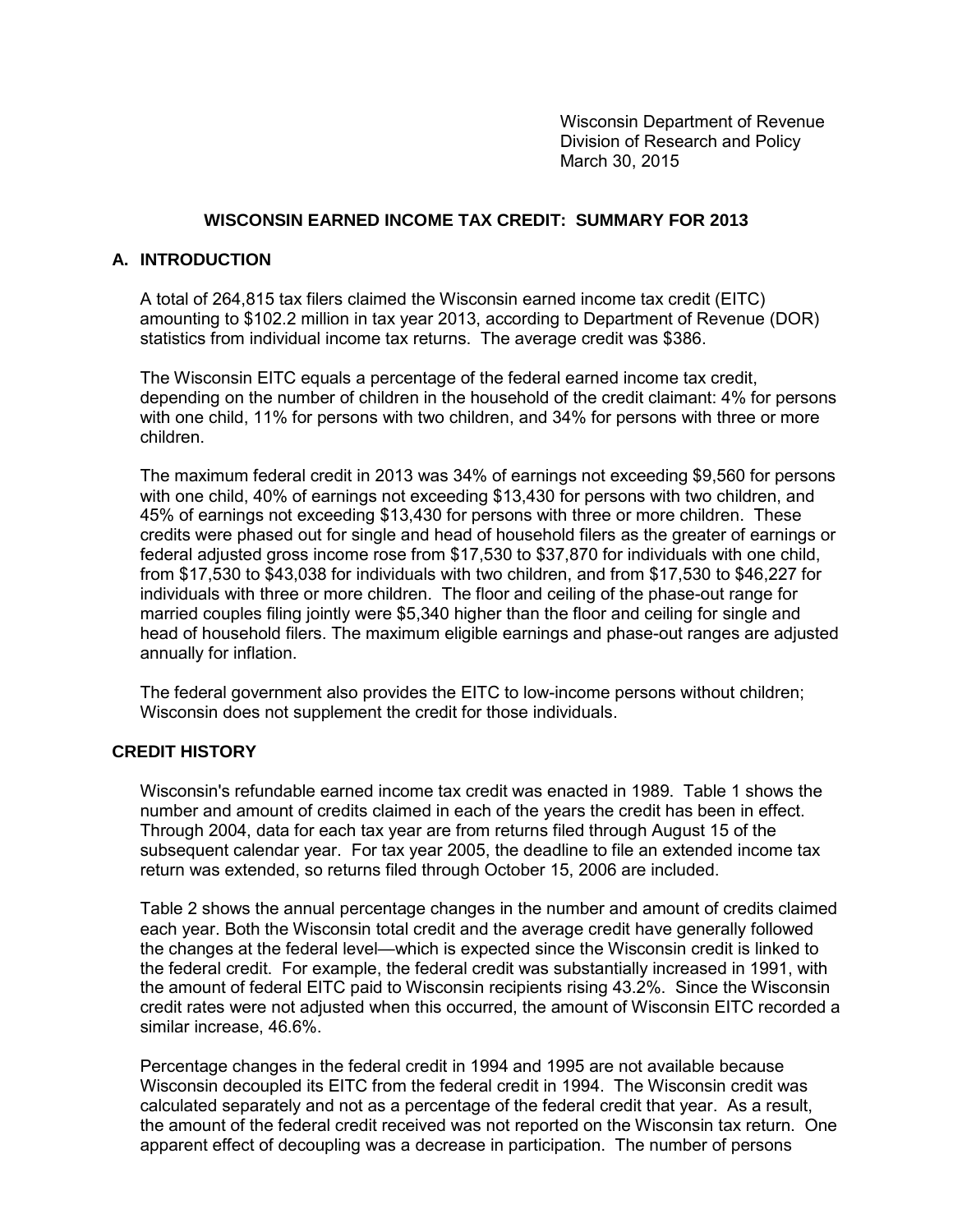Wisconsin Department of Revenue
Division of Research and Policy
March 30, 2015

# WISCONSIN EARNED INCOME TAX CREDIT: SUMMARY FOR 2013

## A. INTRODUCTION

A total of 264,815 tax filers claimed the Wisconsin earned income tax credit (EITC) amounting to $102.2 million in tax year 2013, according to Department of Revenue (DOR) statistics from individual income tax returns. The average credit was $386.

The Wisconsin EITC equals a percentage of the federal earned income tax credit, depending on the number of children in the household of the credit claimant: 4% for persons with one child, 11% for persons with two children, and 34% for persons with three or more children.

The maximum federal credit in 2013 was 34% of earnings not exceeding $9,560 for persons with one child, 40% of earnings not exceeding $13,430 for persons with two children, and 45% of earnings not exceeding $13,430 for persons with three or more children. These credits were phased out for single and head of household filers as the greater of earnings or federal adjusted gross income rose from $17,530 to $37,870 for individuals with one child, from $17,530 to $43,038 for individuals with two children, and from $17,530 to $46,227 for individuals with three or more children. The floor and ceiling of the phase-out range for married couples filing jointly were $5,340 higher than the floor and ceiling for single and head of household filers. The maximum eligible earnings and phase-out ranges are adjusted annually for inflation.

The federal government also provides the EITC to low-income persons without children; Wisconsin does not supplement the credit for those individuals.

## CREDIT HISTORY

Wisconsin's refundable earned income tax credit was enacted in 1989. Table 1 shows the number and amount of credits claimed in each of the years the credit has been in effect. Through 2004, data for each tax year are from returns filed through August 15 of the subsequent calendar year. For tax year 2005, the deadline to file an extended income tax return was extended, so returns filed through October 15, 2006 are included.

Table 2 shows the annual percentage changes in the number and amount of credits claimed each year. Both the Wisconsin total credit and the average credit have generally followed the changes at the federal level—which is expected since the Wisconsin credit is linked to the federal credit. For example, the federal credit was substantially increased in 1991, with the amount of federal EITC paid to Wisconsin recipients rising 43.2%. Since the Wisconsin credit rates were not adjusted when this occurred, the amount of Wisconsin EITC recorded a similar increase, 46.6%.

Percentage changes in the federal credit in 1994 and 1995 are not available because Wisconsin decoupled its EITC from the federal credit in 1994. The Wisconsin credit was calculated separately and not as a percentage of the federal credit that year. As a result, the amount of the federal credit received was not reported on the Wisconsin tax return. One apparent effect of decoupling was a decrease in participation. The number of persons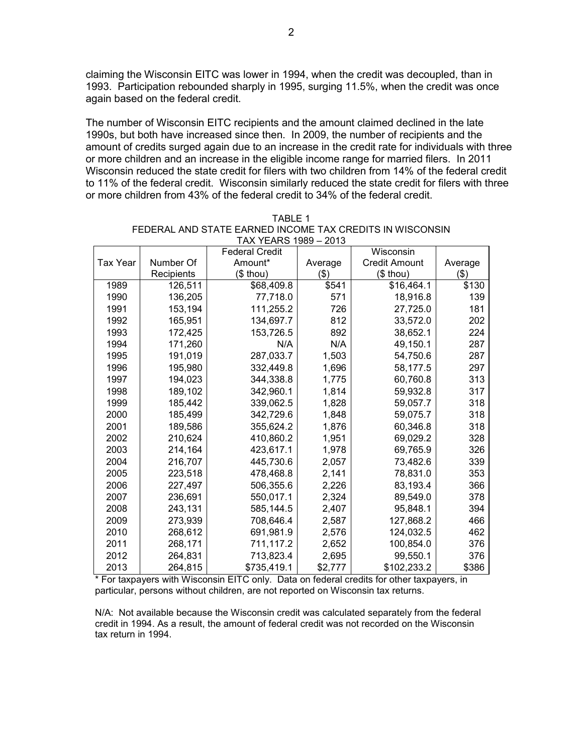claiming the Wisconsin EITC was lower in 1994, when the credit was decoupled, than in 1993. Participation rebounded sharply in 1995, surging 11.5%, when the credit was once again based on the federal credit.

The number of Wisconsin EITC recipients and the amount claimed declined in the late 1990s, but both have increased since then. In 2009, the number of recipients and the amount of credits surged again due to an increase in the credit rate for individuals with three or more children and an increase in the eligible income range for married filers. In 2011 Wisconsin reduced the state credit for filers with two children from 14% of the federal credit to 11% of the federal credit. Wisconsin similarly reduced the state credit for filers with three or more children from 43% of the federal credit to 34% of the federal credit.

TABLE 1
FEDERAL AND STATE EARNED INCOME TAX CREDITS IN WISCONSIN
TAX YEARS 1989 – 2013

| Tax Year | Number Of Recipients | Federal Credit Amount* ($ thou) | Average ($) | Wisconsin Credit Amount ($ thou) | Average ($) |
|---|---|---|---|---|---|
| 1989 | 126,511 | $68,409.8 | $541 | $16,464.1 | $130 |
| 1990 | 136,205 | 77,718.0 | 571 | 18,916.8 | 139 |
| 1991 | 153,194 | 111,255.2 | 726 | 27,725.0 | 181 |
| 1992 | 165,951 | 134,697.7 | 812 | 33,572.0 | 202 |
| 1993 | 172,425 | 153,726.5 | 892 | 38,652.1 | 224 |
| 1994 | 171,260 | N/A | N/A | 49,150.1 | 287 |
| 1995 | 191,019 | 287,033.7 | 1,503 | 54,750.6 | 287 |
| 1996 | 195,980 | 332,449.8 | 1,696 | 58,177.5 | 297 |
| 1997 | 194,023 | 344,338.8 | 1,775 | 60,760.8 | 313 |
| 1998 | 189,102 | 342,960.1 | 1,814 | 59,932.8 | 317 |
| 1999 | 185,442 | 339,062.5 | 1,828 | 59,057.7 | 318 |
| 2000 | 185,499 | 342,729.6 | 1,848 | 59,075.7 | 318 |
| 2001 | 189,586 | 355,624.2 | 1,876 | 60,346.8 | 318 |
| 2002 | 210,624 | 410,860.2 | 1,951 | 69,029.2 | 328 |
| 2003 | 214,164 | 423,617.1 | 1,978 | 69,765.9 | 326 |
| 2004 | 216,707 | 445,730.6 | 2,057 | 73,482.6 | 339 |
| 2005 | 223,518 | 478,468.8 | 2,141 | 78,831.0 | 353 |
| 2006 | 227,497 | 506,355.6 | 2,226 | 83,193.4 | 366 |
| 2007 | 236,691 | 550,017.1 | 2,324 | 89,549.0 | 378 |
| 2008 | 243,131 | 585,144.5 | 2,407 | 95,848.1 | 394 |
| 2009 | 273,939 | 708,646.4 | 2,587 | 127,868.2 | 466 |
| 2010 | 268,612 | 691,981.9 | 2,576 | 124,032.5 | 462 |
| 2011 | 268,171 | 711,117.2 | 2,652 | 100,854.0 | 376 |
| 2012 | 264,831 | 713,823.4 | 2,695 | 99,550.1 | 376 |
| 2013 | 264,815 | $735,419.1 | $2,777 | $102,233.2 | $386 |

* For taxpayers with Wisconsin EITC only. Data on federal credits for other taxpayers, in particular, persons without children, are not reported on Wisconsin tax returns.

N/A: Not available because the Wisconsin credit was calculated separately from the federal credit in 1994. As a result, the amount of federal credit was not recorded on the Wisconsin tax return in 1994.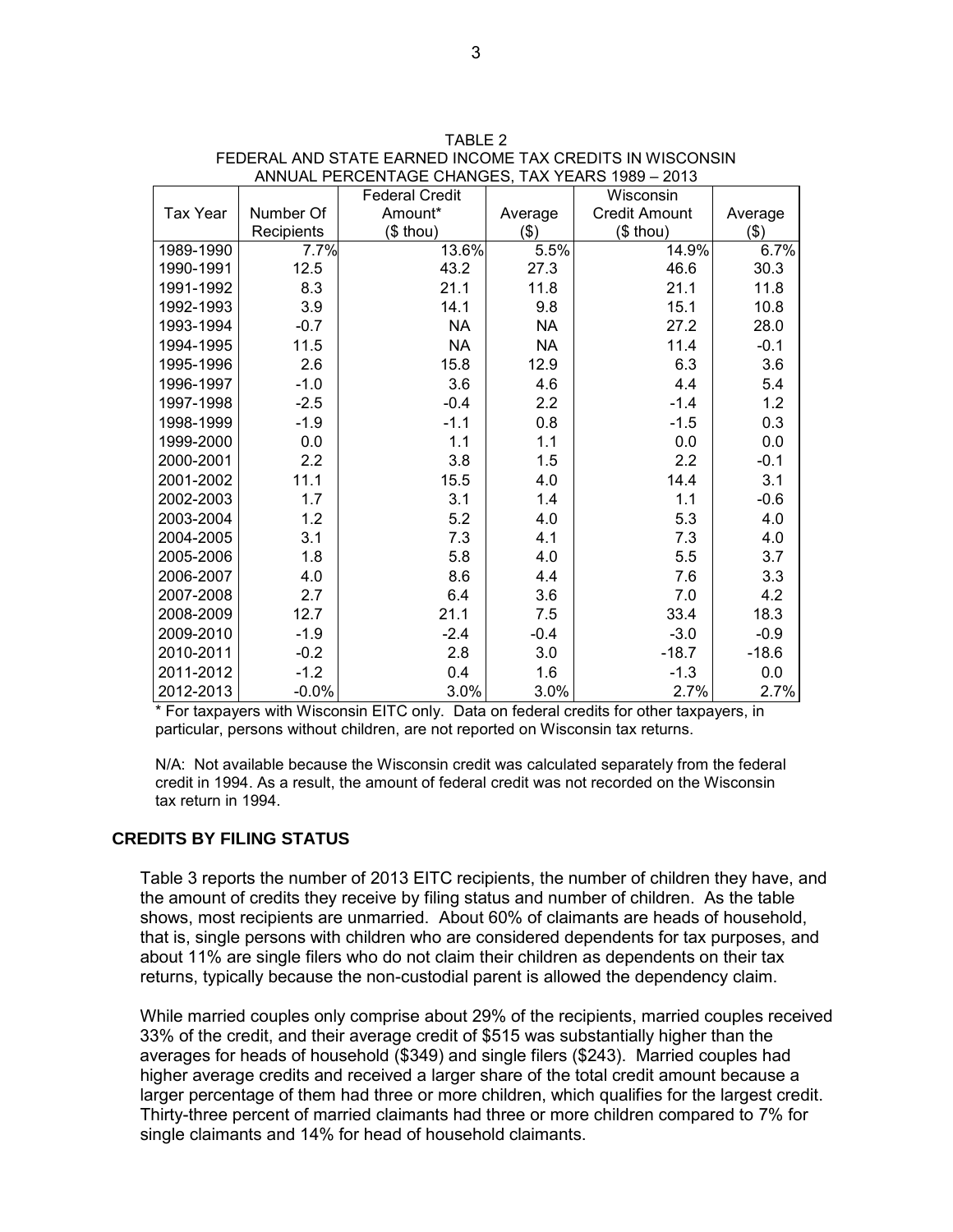TABLE 2
FEDERAL AND STATE EARNED INCOME TAX CREDITS IN WISCONSIN
ANNUAL PERCENTAGE CHANGES, TAX YEARS 1989 – 2013

| Tax Year | Number Of Recipients | Federal Credit Amount* ($ thou) | Average ($) | Wisconsin Credit Amount ($ thou) | Average ($) |
|---|---|---|---|---|---|
| 1989-1990 | 7.7% | 13.6% | 5.5% | 14.9% | 6.7% |
| 1990-1991 | 12.5 | 43.2 | 27.3 | 46.6 | 30.3 |
| 1991-1992 | 8.3 | 21.1 | 11.8 | 21.1 | 11.8 |
| 1992-1993 | 3.9 | 14.1 | 9.8 | 15.1 | 10.8 |
| 1993-1994 | -0.7 | NA | NA | 27.2 | 28.0 |
| 1994-1995 | 11.5 | NA | NA | 11.4 | -0.1 |
| 1995-1996 | 2.6 | 15.8 | 12.9 | 6.3 | 3.6 |
| 1996-1997 | -1.0 | 3.6 | 4.6 | 4.4 | 5.4 |
| 1997-1998 | -2.5 | -0.4 | 2.2 | -1.4 | 1.2 |
| 1998-1999 | -1.9 | -1.1 | 0.8 | -1.5 | 0.3 |
| 1999-2000 | 0.0 | 1.1 | 1.1 | 0.0 | 0.0 |
| 2000-2001 | 2.2 | 3.8 | 1.5 | 2.2 | -0.1 |
| 2001-2002 | 11.1 | 15.5 | 4.0 | 14.4 | 3.1 |
| 2002-2003 | 1.7 | 3.1 | 1.4 | 1.1 | -0.6 |
| 2003-2004 | 1.2 | 5.2 | 4.0 | 5.3 | 4.0 |
| 2004-2005 | 3.1 | 7.3 | 4.1 | 7.3 | 4.0 |
| 2005-2006 | 1.8 | 5.8 | 4.0 | 5.5 | 3.7 |
| 2006-2007 | 4.0 | 8.6 | 4.4 | 7.6 | 3.3 |
| 2007-2008 | 2.7 | 6.4 | 3.6 | 7.0 | 4.2 |
| 2008-2009 | 12.7 | 21.1 | 7.5 | 33.4 | 18.3 |
| 2009-2010 | -1.9 | -2.4 | -0.4 | -3.0 | -0.9 |
| 2010-2011 | -0.2 | 2.8 | 3.0 | -18.7 | -18.6 |
| 2011-2012 | -1.2 | 0.4 | 1.6 | -1.3 | 0.0 |
| 2012-2013 | -0.0% | 3.0% | 3.0% | 2.7% | 2.7% |

\* For taxpayers with Wisconsin EITC only. Data on federal credits for other taxpayers, in particular, persons without children, are not reported on Wisconsin tax returns.

N/A: Not available because the Wisconsin credit was calculated separately from the federal credit in 1994. As a result, the amount of federal credit was not recorded on the Wisconsin tax return in 1994.

## CREDITS BY FILING STATUS

Table 3 reports the number of 2013 EITC recipients, the number of children they have, and the amount of credits they receive by filing status and number of children. As the table shows, most recipients are unmarried. About 60% of claimants are heads of household, that is, single persons with children who are considered dependents for tax purposes, and about 11% are single filers who do not claim their children as dependents on their tax returns, typically because the non-custodial parent is allowed the dependency claim.

While married couples only comprise about 29% of the recipients, married couples received 33% of the credit, and their average credit of $515 was substantially higher than the averages for heads of household ($349) and single filers ($243). Married couples had higher average credits and received a larger share of the total credit amount because a larger percentage of them had three or more children, which qualifies for the largest credit. Thirty-three percent of married claimants had three or more children compared to 7% for single claimants and 14% for head of household claimants.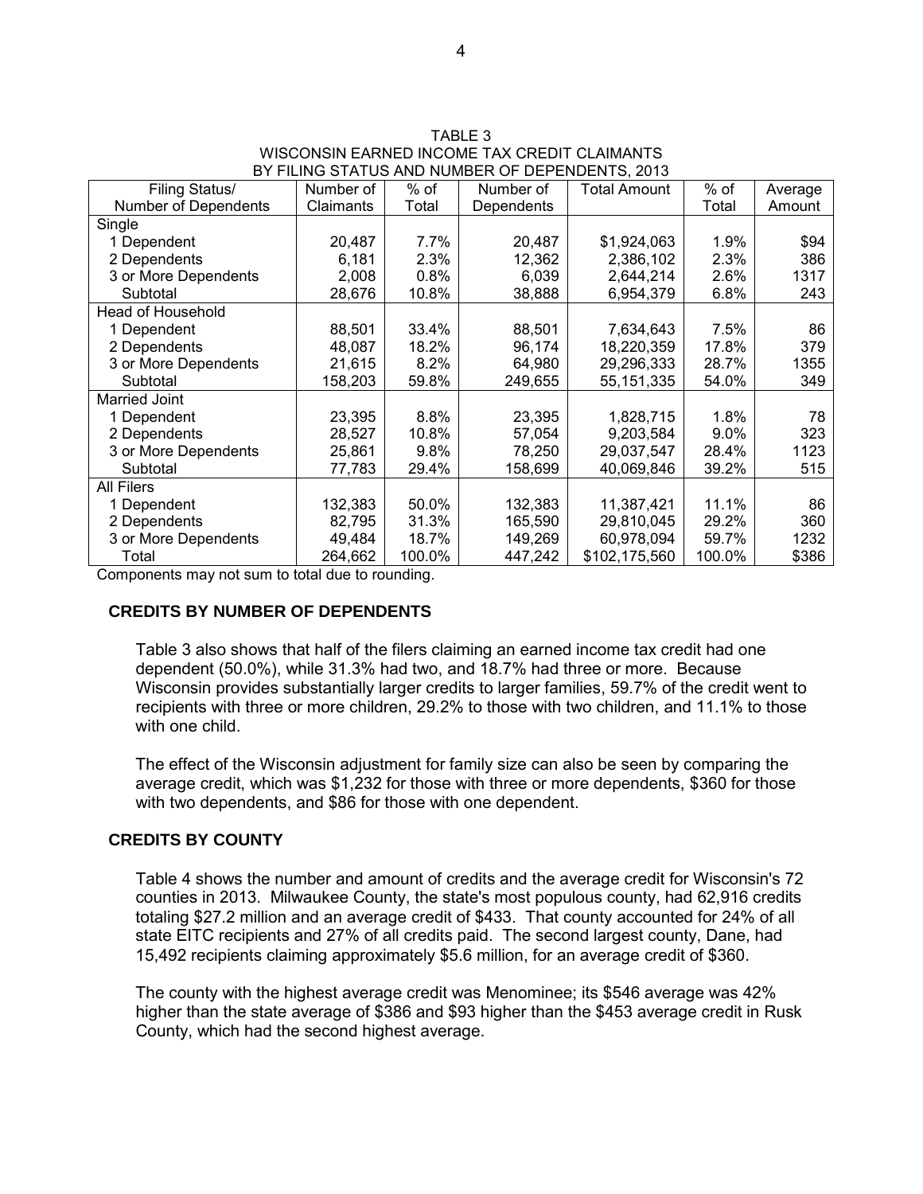TABLE 3
WISCONSIN EARNED INCOME TAX CREDIT CLAIMANTS
BY FILING STATUS AND NUMBER OF DEPENDENTS, 2013

| Filing Status/ Number of Dependents | Number of Claimants | % of Total | Number of Dependents | Total Amount | % of Total | Average Amount |
|---|---|---|---|---|---|---|
| Single | | | | | | |
| 1 Dependent | 20,487 | 7.7% | 20,487 | $1,924,063 | 1.9% | $94 |
| 2 Dependents | 6,181 | 2.3% | 12,362 | 2,386,102 | 2.3% | 386 |
| 3 or More Dependents | 2,008 | 0.8% | 6,039 | 2,644,214 | 2.6% | 1317 |
| Subtotal | 28,676 | 10.8% | 38,888 | 6,954,379 | 6.8% | 243 |
| Head of Household | | | | | | |
| 1 Dependent | 88,501 | 33.4% | 88,501 | 7,634,643 | 7.5% | 86 |
| 2 Dependents | 48,087 | 18.2% | 96,174 | 18,220,359 | 17.8% | 379 |
| 3 or More Dependents | 21,615 | 8.2% | 64,980 | 29,296,333 | 28.7% | 1355 |
| Subtotal | 158,203 | 59.8% | 249,655 | 55,151,335 | 54.0% | 349 |
| Married Joint | | | | | | |
| 1 Dependent | 23,395 | 8.8% | 23,395 | 1,828,715 | 1.8% | 78 |
| 2 Dependents | 28,527 | 10.8% | 57,054 | 9,203,584 | 9.0% | 323 |
| 3 or More Dependents | 25,861 | 9.8% | 78,250 | 29,037,547 | 28.4% | 1123 |
| Subtotal | 77,783 | 29.4% | 158,699 | 40,069,846 | 39.2% | 515 |
| All Filers | | | | | | |
| 1 Dependent | 132,383 | 50.0% | 132,383 | 11,387,421 | 11.1% | 86 |
| 2 Dependents | 82,795 | 31.3% | 165,590 | 29,810,045 | 29.2% | 360 |
| 3 or More Dependents | 49,484 | 18.7% | 149,269 | 60,978,094 | 59.7% | 1232 |
| Total | 264,662 | 100.0% | 447,242 | $102,175,560 | 100.0% | $386 |

Components may not sum to total due to rounding.

## CREDITS BY NUMBER OF DEPENDENTS

Table 3 also shows that half of the filers claiming an earned income tax credit had one dependent (50.0%), while 31.3% had two, and 18.7% had three or more. Because Wisconsin provides substantially larger credits to larger families, 59.7% of the credit went to recipients with three or more children, 29.2% to those with two children, and 11.1% to those with one child.

The effect of the Wisconsin adjustment for family size can also be seen by comparing the average credit, which was $1,232 for those with three or more dependents, $360 for those with two dependents, and $86 for those with one dependent.

## CREDITS BY COUNTY

Table 4 shows the number and amount of credits and the average credit for Wisconsin's 72 counties in 2013. Milwaukee County, the state's most populous county, had 62,916 credits totaling $27.2 million and an average credit of $433. That county accounted for 24% of all state EITC recipients and 27% of all credits paid. The second largest county, Dane, had 15,492 recipients claiming approximately $5.6 million, for an average credit of $360.

The county with the highest average credit was Menominee; its $546 average was 42% higher than the state average of $386 and $93 higher than the $453 average credit in Rusk County, which had the second highest average.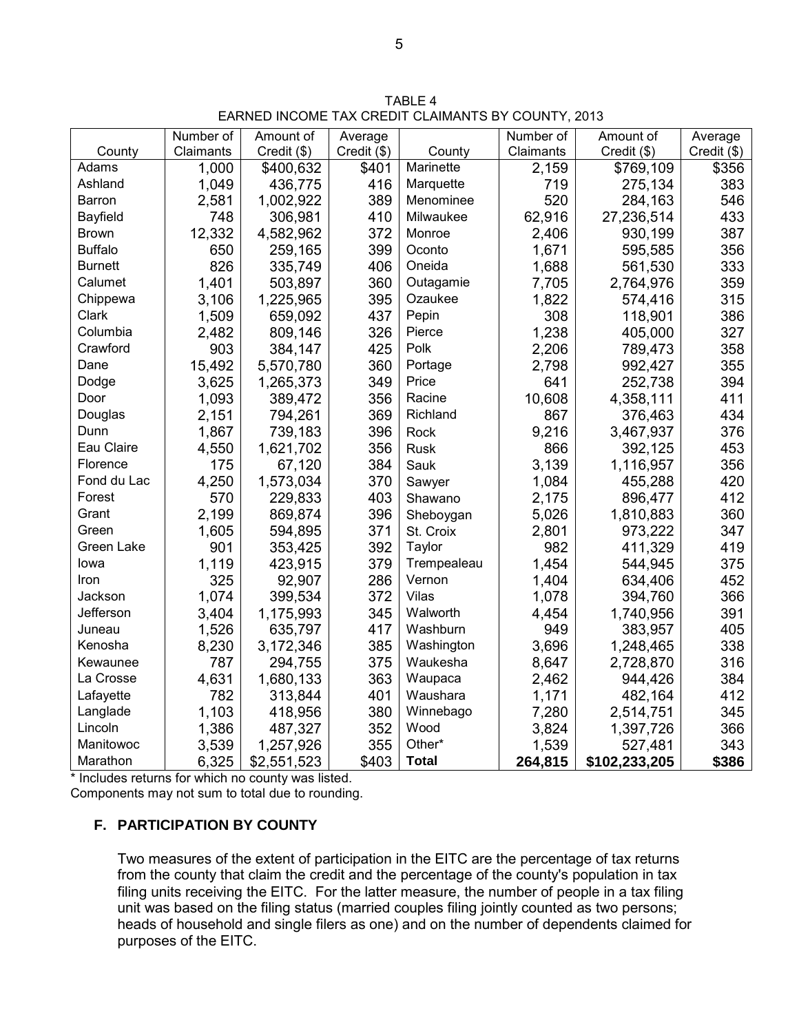TABLE 4
EARNED INCOME TAX CREDIT CLAIMANTS BY COUNTY, 2013

| County | Number of Claimants | Amount of Credit ($) | Average Credit ($) | County | Number of Claimants | Amount of Credit ($) | Average Credit ($) |
|---|---|---|---|---|---|---|---|
| Adams | 1,000 | $400,632 | $401 | Marinette | 2,159 | $769,109 | $356 |
| Ashland | 1,049 | 436,775 | 416 | Marquette | 719 | 275,134 | 383 |
| Barron | 2,581 | 1,002,922 | 389 | Menominee | 520 | 284,163 | 546 |
| Bayfield | 748 | 306,981 | 410 | Milwaukee | 62,916 | 27,236,514 | 433 |
| Brown | 12,332 | 4,582,962 | 372 | Monroe | 2,406 | 930,199 | 387 |
| Buffalo | 650 | 259,165 | 399 | Oconto | 1,671 | 595,585 | 356 |
| Burnett | 826 | 335,749 | 406 | Oneida | 1,688 | 561,530 | 333 |
| Calumet | 1,401 | 503,897 | 360 | Outagamie | 7,705 | 2,764,976 | 359 |
| Chippewa | 3,106 | 1,225,965 | 395 | Ozaukee | 1,822 | 574,416 | 315 |
| Clark | 1,509 | 659,092 | 437 | Pepin | 308 | 118,901 | 386 |
| Columbia | 2,482 | 809,146 | 326 | Pierce | 1,238 | 405,000 | 327 |
| Crawford | 903 | 384,147 | 425 | Polk | 2,206 | 789,473 | 358 |
| Dane | 15,492 | 5,570,780 | 360 | Portage | 2,798 | 992,427 | 355 |
| Dodge | 3,625 | 1,265,373 | 349 | Price | 641 | 252,738 | 394 |
| Door | 1,093 | 389,472 | 356 | Racine | 10,608 | 4,358,111 | 411 |
| Douglas | 2,151 | 794,261 | 369 | Richland | 867 | 376,463 | 434 |
| Dunn | 1,867 | 739,183 | 396 | Rock | 9,216 | 3,467,937 | 376 |
| Eau Claire | 4,550 | 1,621,702 | 356 | Rusk | 866 | 392,125 | 453 |
| Florence | 175 | 67,120 | 384 | Sauk | 3,139 | 1,116,957 | 356 |
| Fond du Lac | 4,250 | 1,573,034 | 370 | Sawyer | 1,084 | 455,288 | 420 |
| Forest | 570 | 229,833 | 403 | Shawano | 2,175 | 896,477 | 412 |
| Grant | 2,199 | 869,874 | 396 | Sheboygan | 5,026 | 1,810,883 | 360 |
| Green | 1,605 | 594,895 | 371 | St. Croix | 2,801 | 973,222 | 347 |
| Green Lake | 901 | 353,425 | 392 | Taylor | 982 | 411,329 | 419 |
| Iowa | 1,119 | 423,915 | 379 | Trempealeau | 1,454 | 544,945 | 375 |
| Iron | 325 | 92,907 | 286 | Vernon | 1,404 | 634,406 | 452 |
| Jackson | 1,074 | 399,534 | 372 | Vilas | 1,078 | 394,760 | 366 |
| Jefferson | 3,404 | 1,175,993 | 345 | Walworth | 4,454 | 1,740,956 | 391 |
| Juneau | 1,526 | 635,797 | 417 | Washburn | 949 | 383,957 | 405 |
| Kenosha | 8,230 | 3,172,346 | 385 | Washington | 3,696 | 1,248,465 | 338 |
| Kewaunee | 787 | 294,755 | 375 | Waukesha | 8,647 | 2,728,870 | 316 |
| La Crosse | 4,631 | 1,680,133 | 363 | Waupaca | 2,462 | 944,426 | 384 |
| Lafayette | 782 | 313,844 | 401 | Waushara | 1,171 | 482,164 | 412 |
| Langlade | 1,103 | 418,956 | 380 | Winnebago | 7,280 | 2,514,751 | 345 |
| Lincoln | 1,386 | 487,327 | 352 | Wood | 3,824 | 1,397,726 | 366 |
| Manitowoc | 3,539 | 1,257,926 | 355 | Other* | 1,539 | 527,481 | 343 |
| Marathon | 6,325 | $2,551,523 | $403 | **Total** | **264,815** | **$102,233,205** | **$386** |

\* Includes returns for which no county was listed.
Components may not sum to total due to rounding.

### F. PARTICIPATION BY COUNTY

Two measures of the extent of participation in the EITC are the percentage of tax returns from the county that claim the credit and the percentage of the county's population in tax filing units receiving the EITC. For the latter measure, the number of people in a tax filing unit was based on the filing status (married couples filing jointly counted as two persons; heads of household and single filers as one) and on the number of dependents claimed for purposes of the EITC.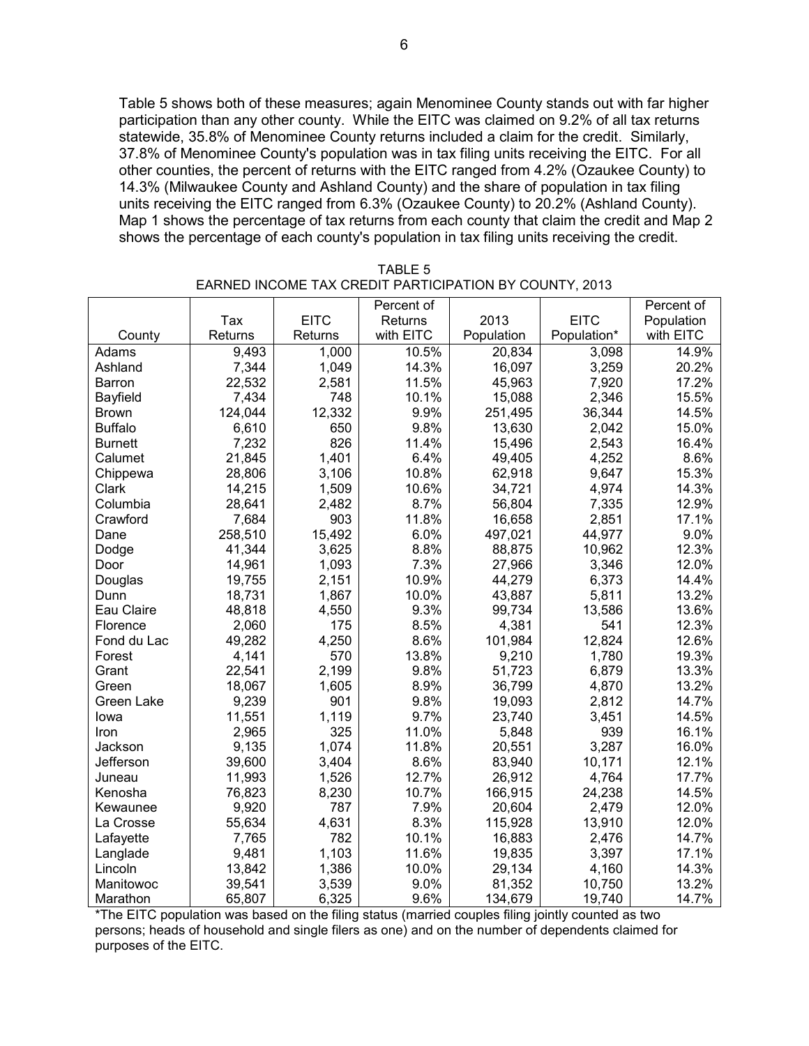Table 5 shows both of these measures; again Menominee County stands out with far higher participation than any other county. While the EITC was claimed on 9.2% of all tax returns statewide, 35.8% of Menominee County returns included a claim for the credit. Similarly, 37.8% of Menominee County's population was in tax filing units receiving the EITC. For all other counties, the percent of returns with the EITC ranged from 4.2% (Ozaukee County) to 14.3% (Milwaukee County and Ashland County) and the share of population in tax filing units receiving the EITC ranged from 6.3% (Ozaukee County) to 20.2% (Ashland County). Map 1 shows the percentage of tax returns from each county that claim the credit and Map 2 shows the percentage of each county's population in tax filing units receiving the credit.

TABLE 5
EARNED INCOME TAX CREDIT PARTICIPATION BY COUNTY, 2013

| County | Tax Returns | EITC Returns | Percent of Returns with EITC | 2013 Population | EITC Population* | Percent of Population with EITC |
|---|---|---|---|---|---|---|
| Adams | 9,493 | 1,000 | 10.5% | 20,834 | 3,098 | 14.9% |
| Ashland | 7,344 | 1,049 | 14.3% | 16,097 | 3,259 | 20.2% |
| Barron | 22,532 | 2,581 | 11.5% | 45,963 | 7,920 | 17.2% |
| Bayfield | 7,434 | 748 | 10.1% | 15,088 | 2,346 | 15.5% |
| Brown | 124,044 | 12,332 | 9.9% | 251,495 | 36,344 | 14.5% |
| Buffalo | 6,610 | 650 | 9.8% | 13,630 | 2,042 | 15.0% |
| Burnett | 7,232 | 826 | 11.4% | 15,496 | 2,543 | 16.4% |
| Calumet | 21,845 | 1,401 | 6.4% | 49,405 | 4,252 | 8.6% |
| Chippewa | 28,806 | 3,106 | 10.8% | 62,918 | 9,647 | 15.3% |
| Clark | 14,215 | 1,509 | 10.6% | 34,721 | 4,974 | 14.3% |
| Columbia | 28,641 | 2,482 | 8.7% | 56,804 | 7,335 | 12.9% |
| Crawford | 7,684 | 903 | 11.8% | 16,658 | 2,851 | 17.1% |
| Dane | 258,510 | 15,492 | 6.0% | 497,021 | 44,977 | 9.0% |
| Dodge | 41,344 | 3,625 | 8.8% | 88,875 | 10,962 | 12.3% |
| Door | 14,961 | 1,093 | 7.3% | 27,966 | 3,346 | 12.0% |
| Douglas | 19,755 | 2,151 | 10.9% | 44,279 | 6,373 | 14.4% |
| Dunn | 18,731 | 1,867 | 10.0% | 43,887 | 5,811 | 13.2% |
| Eau Claire | 48,818 | 4,550 | 9.3% | 99,734 | 13,586 | 13.6% |
| Florence | 2,060 | 175 | 8.5% | 4,381 | 541 | 12.3% |
| Fond du Lac | 49,282 | 4,250 | 8.6% | 101,984 | 12,824 | 12.6% |
| Forest | 4,141 | 570 | 13.8% | 9,210 | 1,780 | 19.3% |
| Grant | 22,541 | 2,199 | 9.8% | 51,723 | 6,879 | 13.3% |
| Green | 18,067 | 1,605 | 8.9% | 36,799 | 4,870 | 13.2% |
| Green Lake | 9,239 | 901 | 9.8% | 19,093 | 2,812 | 14.7% |
| Iowa | 11,551 | 1,119 | 9.7% | 23,740 | 3,451 | 14.5% |
| Iron | 2,965 | 325 | 11.0% | 5,848 | 939 | 16.1% |
| Jackson | 9,135 | 1,074 | 11.8% | 20,551 | 3,287 | 16.0% |
| Jefferson | 39,600 | 3,404 | 8.6% | 83,940 | 10,171 | 12.1% |
| Juneau | 11,993 | 1,526 | 12.7% | 26,912 | 4,764 | 17.7% |
| Kenosha | 76,823 | 8,230 | 10.7% | 166,915 | 24,238 | 14.5% |
| Kewaunee | 9,920 | 787 | 7.9% | 20,604 | 2,479 | 12.0% |
| La Crosse | 55,634 | 4,631 | 8.3% | 115,928 | 13,910 | 12.0% |
| Lafayette | 7,765 | 782 | 10.1% | 16,883 | 2,476 | 14.7% |
| Langlade | 9,481 | 1,103 | 11.6% | 19,835 | 3,397 | 17.1% |
| Lincoln | 13,842 | 1,386 | 10.0% | 29,134 | 4,160 | 14.3% |
| Manitowoc | 39,541 | 3,539 | 9.0% | 81,352 | 10,750 | 13.2% |
| Marathon | 65,807 | 6,325 | 9.6% | 134,679 | 19,740 | 14.7% |

*The EITC population was based on the filing status (married couples filing jointly counted as two persons; heads of household and single filers as one) and on the number of dependents claimed for purposes of the EITC.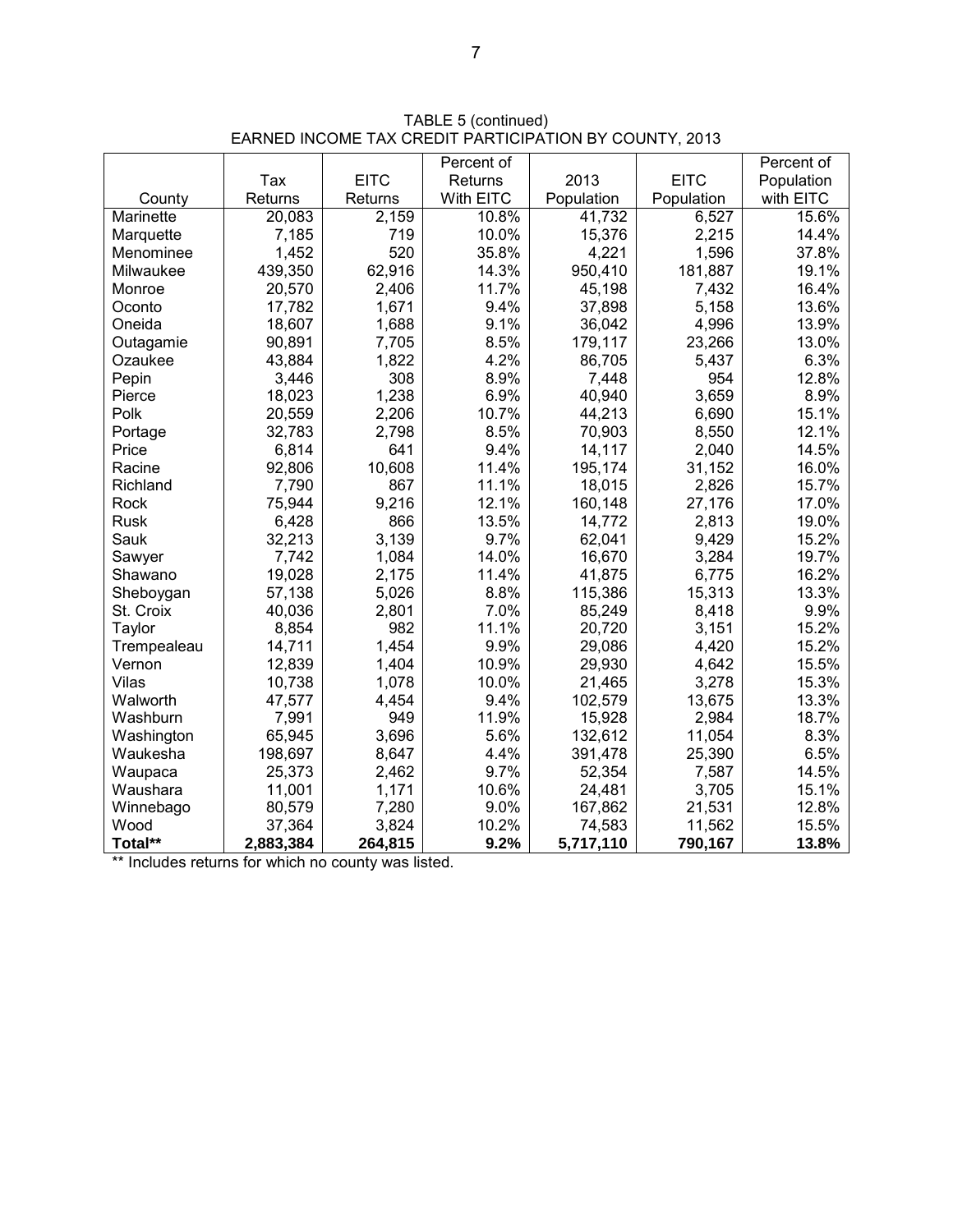TABLE 5 (continued)
EARNED INCOME TAX CREDIT PARTICIPATION BY COUNTY, 2013

| County | Tax Returns | EITC Returns | Percent of Returns With EITC | 2013 Population | EITC Population | Percent of Population with EITC |
|---|---|---|---|---|---|---|
| Marinette | 20,083 | 2,159 | 10.8% | 41,732 | 6,527 | 15.6% |
| Marquette | 7,185 | 719 | 10.0% | 15,376 | 2,215 | 14.4% |
| Menominee | 1,452 | 520 | 35.8% | 4,221 | 1,596 | 37.8% |
| Milwaukee | 439,350 | 62,916 | 14.3% | 950,410 | 181,887 | 19.1% |
| Monroe | 20,570 | 2,406 | 11.7% | 45,198 | 7,432 | 16.4% |
| Oconto | 17,782 | 1,671 | 9.4% | 37,898 | 5,158 | 13.6% |
| Oneida | 18,607 | 1,688 | 9.1% | 36,042 | 4,996 | 13.9% |
| Outagamie | 90,891 | 7,705 | 8.5% | 179,117 | 23,266 | 13.0% |
| Ozaukee | 43,884 | 1,822 | 4.2% | 86,705 | 5,437 | 6.3% |
| Pepin | 3,446 | 308 | 8.9% | 7,448 | 954 | 12.8% |
| Pierce | 18,023 | 1,238 | 6.9% | 40,940 | 3,659 | 8.9% |
| Polk | 20,559 | 2,206 | 10.7% | 44,213 | 6,690 | 15.1% |
| Portage | 32,783 | 2,798 | 8.5% | 70,903 | 8,550 | 12.1% |
| Price | 6,814 | 641 | 9.4% | 14,117 | 2,040 | 14.5% |
| Racine | 92,806 | 10,608 | 11.4% | 195,174 | 31,152 | 16.0% |
| Richland | 7,790 | 867 | 11.1% | 18,015 | 2,826 | 15.7% |
| Rock | 75,944 | 9,216 | 12.1% | 160,148 | 27,176 | 17.0% |
| Rusk | 6,428 | 866 | 13.5% | 14,772 | 2,813 | 19.0% |
| Sauk | 32,213 | 3,139 | 9.7% | 62,041 | 9,429 | 15.2% |
| Sawyer | 7,742 | 1,084 | 14.0% | 16,670 | 3,284 | 19.7% |
| Shawano | 19,028 | 2,175 | 11.4% | 41,875 | 6,775 | 16.2% |
| Sheboygan | 57,138 | 5,026 | 8.8% | 115,386 | 15,313 | 13.3% |
| St. Croix | 40,036 | 2,801 | 7.0% | 85,249 | 8,418 | 9.9% |
| Taylor | 8,854 | 982 | 11.1% | 20,720 | 3,151 | 15.2% |
| Trempealeau | 14,711 | 1,454 | 9.9% | 29,086 | 4,420 | 15.2% |
| Vernon | 12,839 | 1,404 | 10.9% | 29,930 | 4,642 | 15.5% |
| Vilas | 10,738 | 1,078 | 10.0% | 21,465 | 3,278 | 15.3% |
| Walworth | 47,577 | 4,454 | 9.4% | 102,579 | 13,675 | 13.3% |
| Washburn | 7,991 | 949 | 11.9% | 15,928 | 2,984 | 18.7% |
| Washington | 65,945 | 3,696 | 5.6% | 132,612 | 11,054 | 8.3% |
| Waukesha | 198,697 | 8,647 | 4.4% | 391,478 | 25,390 | 6.5% |
| Waupaca | 25,373 | 2,462 | 9.7% | 52,354 | 7,587 | 14.5% |
| Waushara | 11,001 | 1,171 | 10.6% | 24,481 | 3,705 | 15.1% |
| Winnebago | 80,579 | 7,280 | 9.0% | 167,862 | 21,531 | 12.8% |
| Wood | 37,364 | 3,824 | 10.2% | 74,583 | 11,562 | 15.5% |
| **Total\*\*** | **2,883,384** | **264,815** | **9.2%** | **5,717,110** | **790,167** | **13.8%** |

** Includes returns for which no county was listed.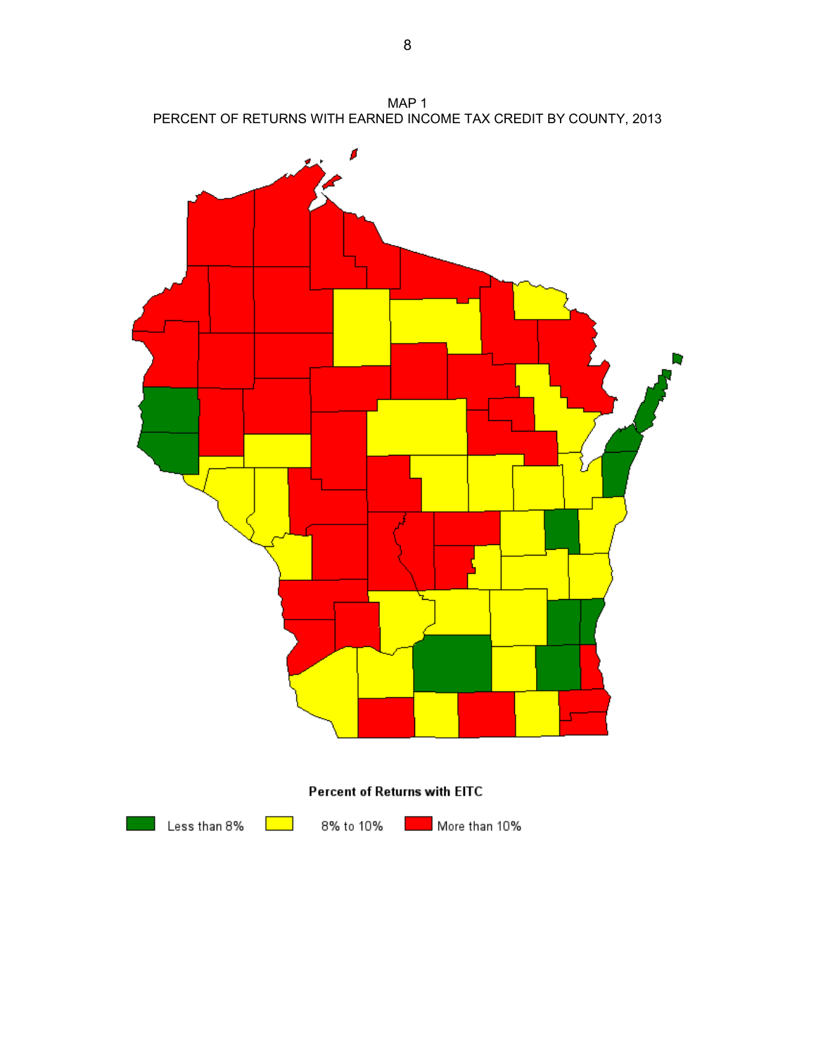MAP 1
PERCENT OF RETURNS WITH EARNED INCOME TAX CREDIT BY COUNTY, 2013

**Percent of Returns with EITC**

Less than 8% | 8% to 10% | More than 10%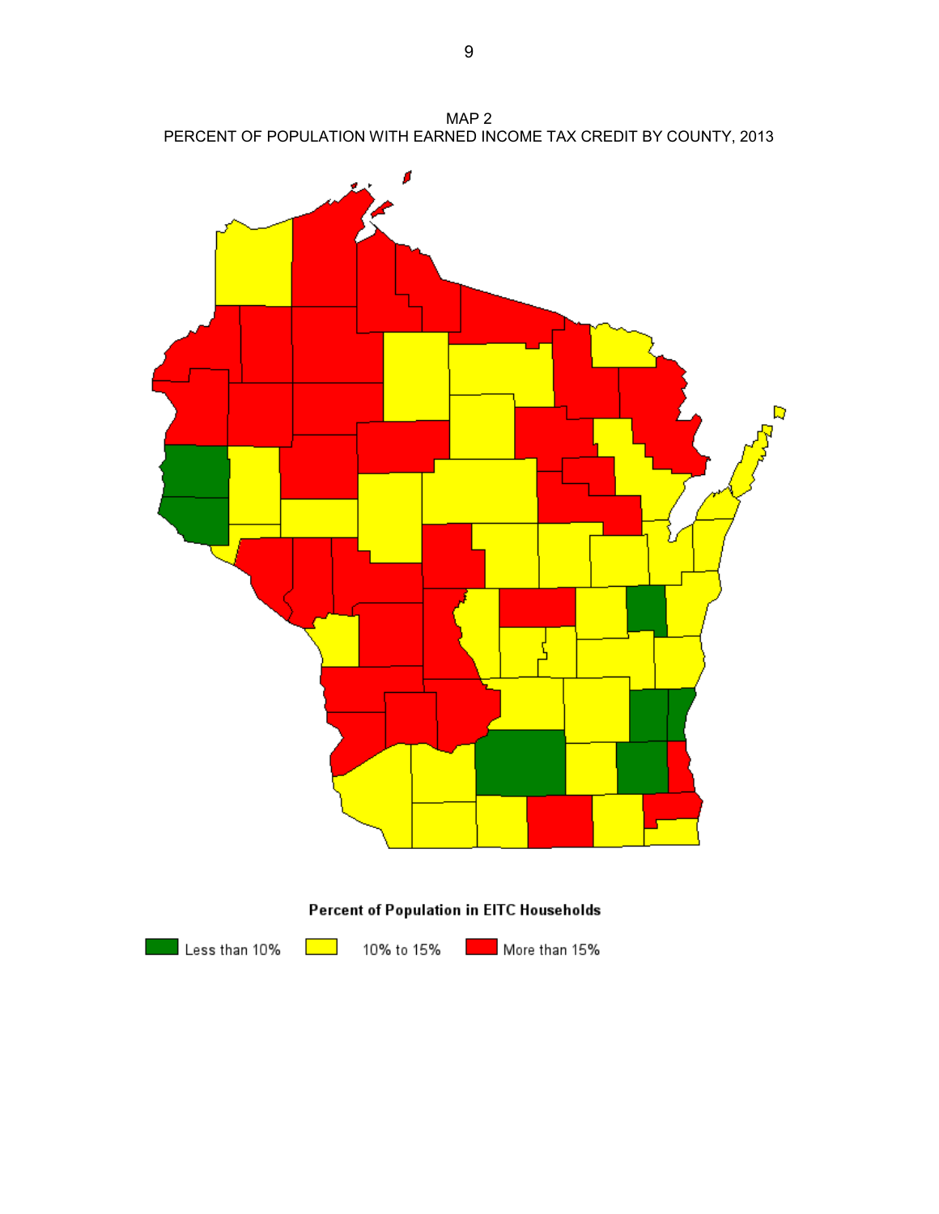MAP 2
PERCENT OF POPULATION WITH EARNED INCOME TAX CREDIT BY COUNTY, 2013

Percent of Population in EITC Households

Less than 10%

10% to 15%

More than 15%